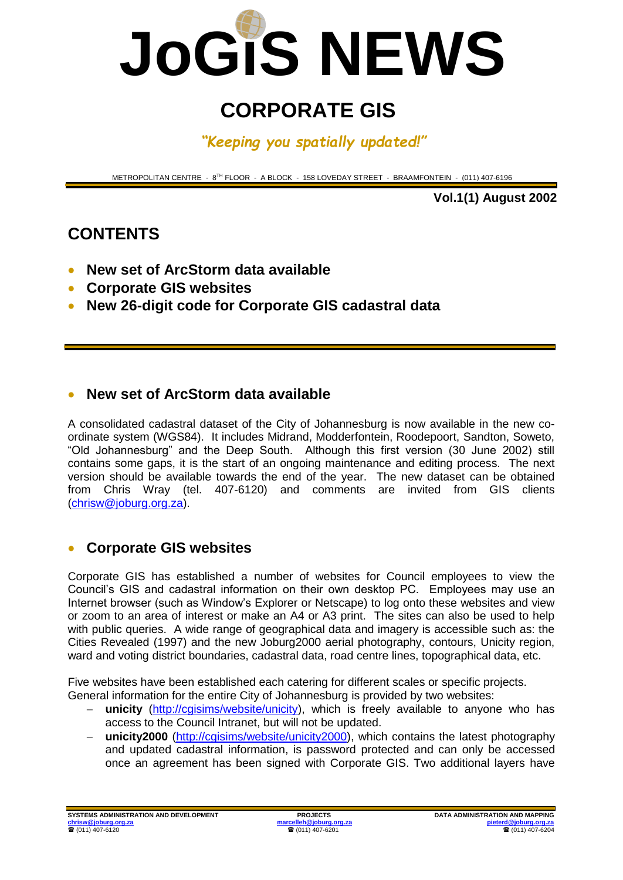# JoGIS NEWS

## CORPORATE GIS

*"Keeping you spatially updated!"*

METROPOLITAN CENTRE - 8TH FLOOR - A BLOCK - 158 LOVEDAY STREET - BRAAMFONTEIN - (011) 407-6196

**Vol.1(1) August 2002**

## CONTENTS

- **New set of ArcStorm data available**
- **Corporate GIS websites**
- **New 26-digit code for Corporate GIS cadastral data**

---

### • New set of ArcStorm data available

A consolidated cadastral dataset of the City of Johannesburg is now available in the new co-ordinate system (WGS84). It includes Midrand, Modderfontein, Roodepoort, Sandton, Soweto, "Old Johannesburg" and the Deep South. Although this first version (30 June 2002) still contains some gaps, it is the start of an ongoing maintenance and editing process. The next version should be available towards the end of the year. The new dataset can be obtained from Chris Wray (tel. 407-6120) and comments are invited from GIS clients (chrisw@joburg.org.za).

### • Corporate GIS websites

Corporate GIS has established a number of websites for Council employees to view the Council's GIS and cadastral information on their own desktop PC. Employees may use an Internet browser (such as Window's Explorer or Netscape) to log onto these websites and view or zoom to an area of interest or make an A4 or A3 print. The sites can also be used to help with public queries. A wide range of geographical data and imagery is accessible such as: the Cities Revealed (1997) and the new Joburg2000 aerial photography, contours, Unicity region, ward and voting district boundaries, cadastral data, road centre lines, topographical data, etc.

Five websites have been established each catering for different scales or specific projects. General information for the entire City of Johannesburg is provided by two websites:

- **unicity** (http://cgisims/website/unicity), which is freely available to anyone who has access to the Council Intranet, but will not be updated.
- **unicity2000** (http://cgisims/website/unicity2000), which contains the latest photography and updated cadastral information, is password protected and can only be accessed once an agreement has been signed with Corporate GIS. Two additional layers have

**SYSTEMS ADMINISTRATION AND DEVELOPMENT**
chrisw@joburg.org.za
☎ (011) 407-6120

**PROJECTS**
marcelleh@joburg.org.za
☎ (011) 407-6201

**DATA ADMINISTRATION AND MAPPING**
pieterd@joburg.org.za
☎ (011) 407-6204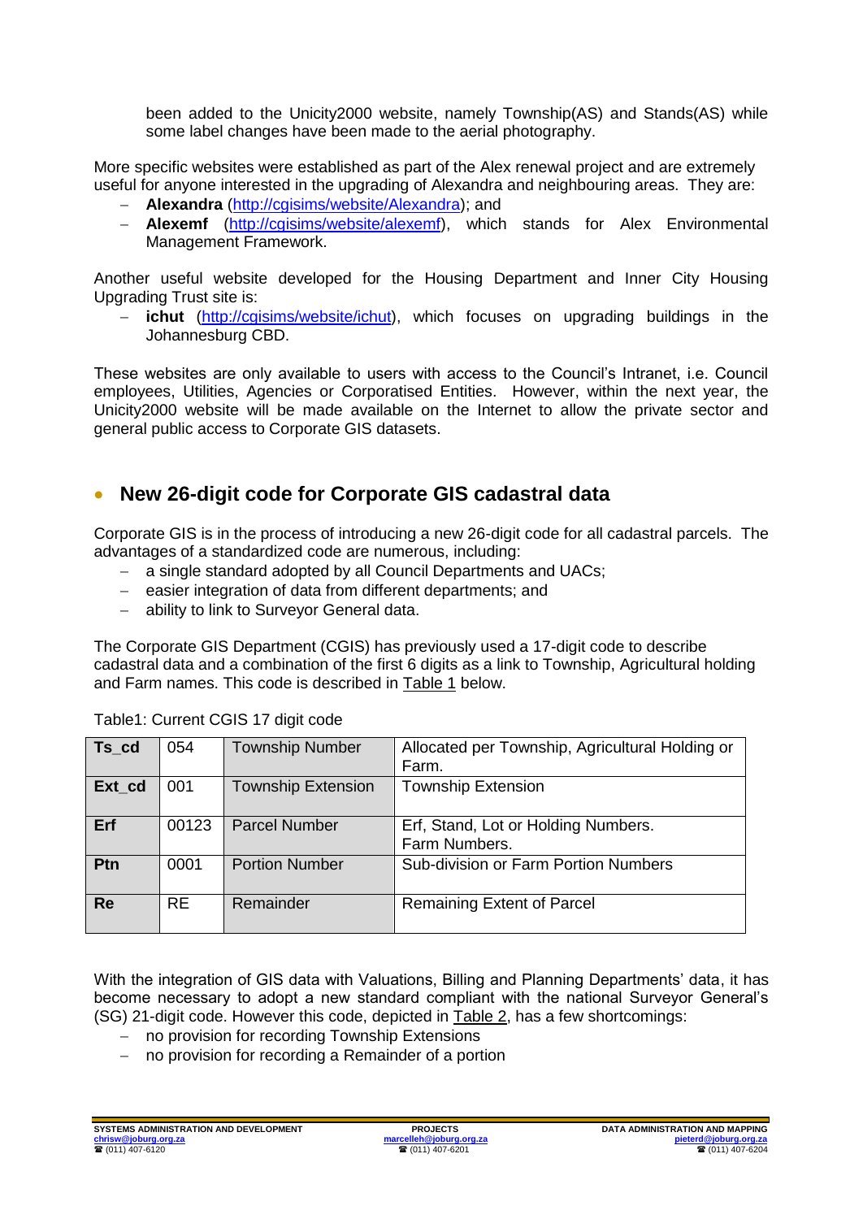been added to the Unicity2000 website, namely Township(AS) and Stands(AS) while some label changes have been made to the aerial photography.

More specific websites were established as part of the Alex renewal project and are extremely useful for anyone interested in the upgrading of Alexandra and neighbouring areas. They are:

- **Alexandra** (http://cgisims/website/Alexandra); and
- **Alexemf** (http://cgisims/website/alexemf), which stands for Alex Environmental Management Framework.

Another useful website developed for the Housing Department and Inner City Housing Upgrading Trust site is:

- **ichut** (http://cgisims/website/ichut), which focuses on upgrading buildings in the Johannesburg CBD.

These websites are only available to users with access to the Council's Intranet, i.e. Council employees, Utilities, Agencies or Corporatised Entities. However, within the next year, the Unicity2000 website will be made available on the Internet to allow the private sector and general public access to Corporate GIS datasets.

## New 26-digit code for Corporate GIS cadastral data

Corporate GIS is in the process of introducing a new 26-digit code for all cadastral parcels. The advantages of a standardized code are numerous, including:

- a single standard adopted by all Council Departments and UACs;
- easier integration of data from different departments; and
- ability to link to Surveyor General data.

The Corporate GIS Department (CGIS) has previously used a 17-digit code to describe cadastral data and a combination of the first 6 digits as a link to Township, Agricultural holding and Farm names. This code is described in Table 1 below.

Table1: Current CGIS 17 digit code

| | | | |
|---|---|---|---|
| **Ts_cd** | 054 | Township Number | Allocated per Township, Agricultural Holding or Farm. |
| **Ext_cd** | 001 | Township Extension | Township Extension |
| **Erf** | 00123 | Parcel Number | Erf, Stand, Lot or Holding Numbers. Farm Numbers. |
| **Ptn** | 0001 | Portion Number | Sub-division or Farm Portion Numbers |
| **Re** | RE | Remainder | Remaining Extent of Parcel |

With the integration of GIS data with Valuations, Billing and Planning Departments' data, it has become necessary to adopt a new standard compliant with the national Surveyor General's (SG) 21-digit code. However this code, depicted in Table 2, has a few shortcomings:

- no provision for recording Township Extensions
- no provision for recording a Remainder of a portion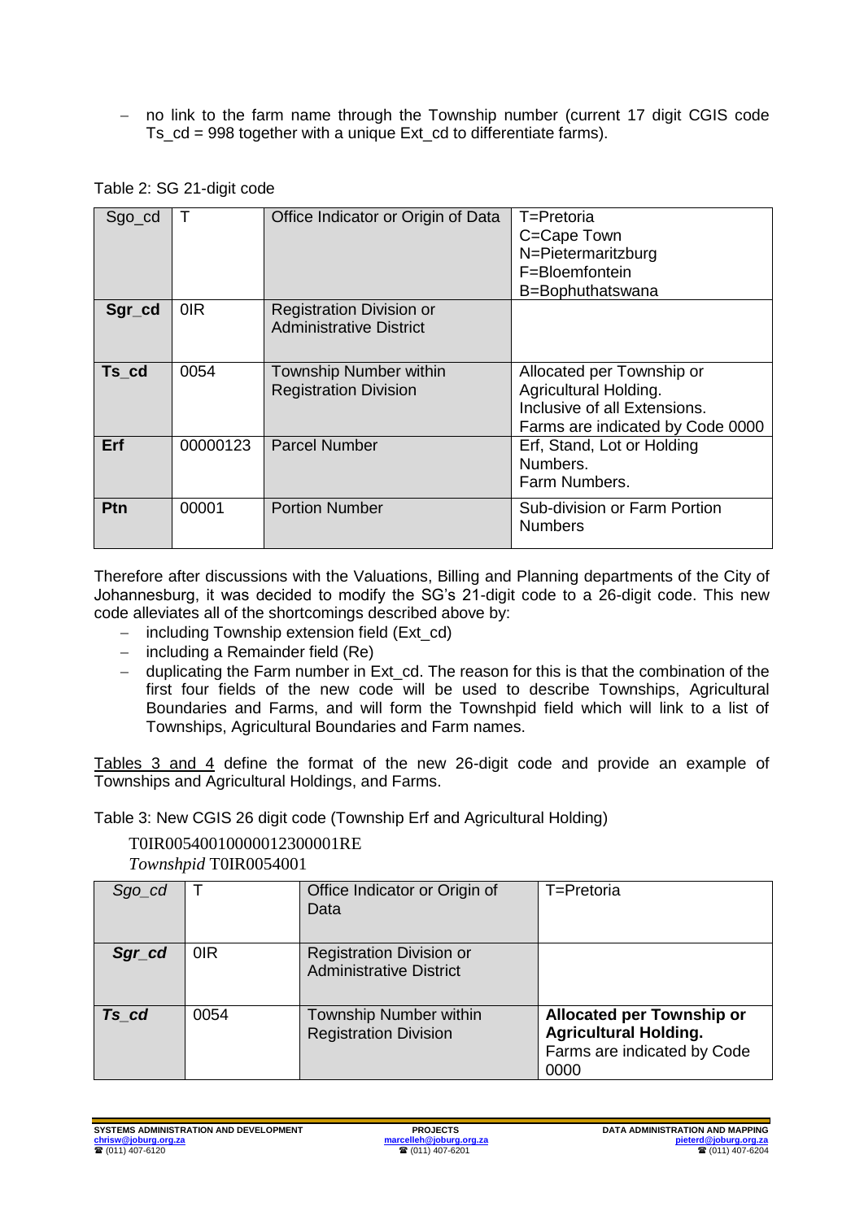– no link to the farm name through the Township number (current 17 digit CGIS code Ts_cd = 998 together with a unique Ext_cd to differentiate farms).

Table 2: SG 21-digit code

| Sgo_cd | T | Office Indicator or Origin of Data | T=Pretoria<br>C=Cape Town<br>N=Pietermaritzburg<br>F=Bloemfontein<br>B=Bophuthatswana |
|---|---|---|---|
| **Sgr_cd** | 0IR | Registration Division or Administrative District | |
| **Ts_cd** | 0054 | Township Number within Registration Division | Allocated per Township or Agricultural Holding.<br>Inclusive of all Extensions.<br>Farms are indicated by Code 0000 |
| **Erf** | 00000123 | Parcel Number | Erf, Stand, Lot or Holding Numbers.<br>Farm Numbers. |
| **Ptn** | 00001 | Portion Number | Sub-division or Farm Portion Numbers |

Therefore after discussions with the Valuations, Billing and Planning departments of the City of Johannesburg, it was decided to modify the SG's 21-digit code to a 26-digit code. This new code alleviates all of the shortcomings described above by:

- including Township extension field (Ext_cd)
- including a Remainder field (Re)
- duplicating the Farm number in Ext_cd. The reason for this is that the combination of the first four fields of the new code will be used to describe Townships, Agricultural Boundaries and Farms, and will form the Townshpid field which will link to a list of Townships, Agricultural Boundaries and Farm names.

Tables 3 and 4 define the format of the new 26-digit code and provide an example of Townships and Agricultural Holdings, and Farms.

Table 3: New CGIS 26 digit code (Township Erf and Agricultural Holding)

T0IR00540010000012300001RE

*Townshpid* T0IR0054001

| *Sgo_cd* | T | Office Indicator or Origin of Data | T=Pretoria |
|---|---|---|---|
| ***Sgr_cd*** | 0IR | Registration Division or Administrative District | |
| ***Ts_cd*** | 0054 | Township Number within Registration Division | **Allocated per Township or Agricultural Holding.**<br>Farms are indicated by Code 0000 |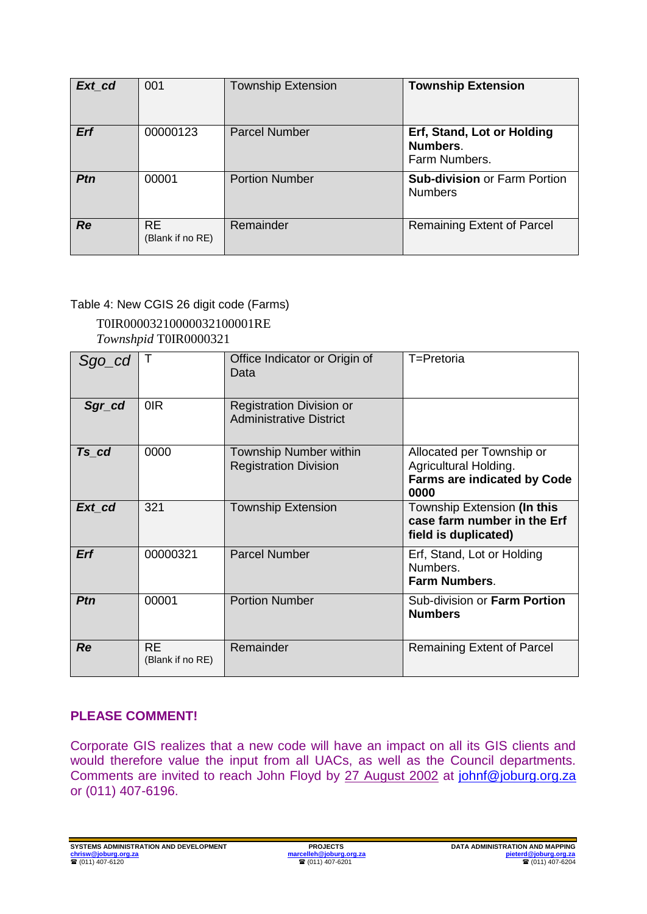| | | | |
|---|---|---|---|
| ***Ext_cd*** | 001 | Township Extension | **Township Extension** |
| ***Erf*** | 00000123 | Parcel Number | **Erf, Stand, Lot or Holding Numbers**. Farm Numbers. |
| ***Ptn*** | 00001 | Portion Number | **Sub-division** or Farm Portion Numbers |
| ***Re*** | RE (Blank if no RE) | Remainder | Remaining Extent of Parcel |

Table 4: New CGIS 26 digit code (Farms)

T0IR0000321000003210000­1RE

*Townshpid* T0IR0000321

| | | | |
|---|---|---|---|
| *Sgo_cd* | T | Office Indicator or Origin of Data | T=Pretoria |
| ***Sgr_cd*** | 0IR | Registration Division or Administrative District | |
| ***Ts_cd*** | 0000 | Township Number within Registration Division | Allocated per Township or Agricultural Holding. **Farms are indicated by Code 0000** |
| ***Ext_cd*** | 321 | Township Extension | Township Extension **(In this case farm number in the Erf field is duplicated)** |
| ***Erf*** | 00000321 | Parcel Number | Erf, Stand, Lot or Holding Numbers. **Farm Numbers**. |
| ***Ptn*** | 00001 | Portion Number | Sub-division or **Farm Portion Numbers** |
| ***Re*** | RE (Blank if no RE) | Remainder | Remaining Extent of Parcel |

**PLEASE COMMENT!**

Corporate GIS realizes that a new code will have an impact on all its GIS clients and would therefore value the input from all UACs, as well as the Council departments. Comments are invited to reach John Floyd by 27 August 2002 at johnf@joburg.org.za or (011) 407-6196.

**SYSTEMS ADMINISTRATION AND DEVELOPMENT**
chrisw@joburg.org.za
☎ (011) 407-6120

**PROJECTS**
marcelleh@joburg.org.za
☎ (011) 407-6201

**DATA ADMINISTRATION AND MAPPING**
pieterd@joburg.org.za
☎ (011) 407-6204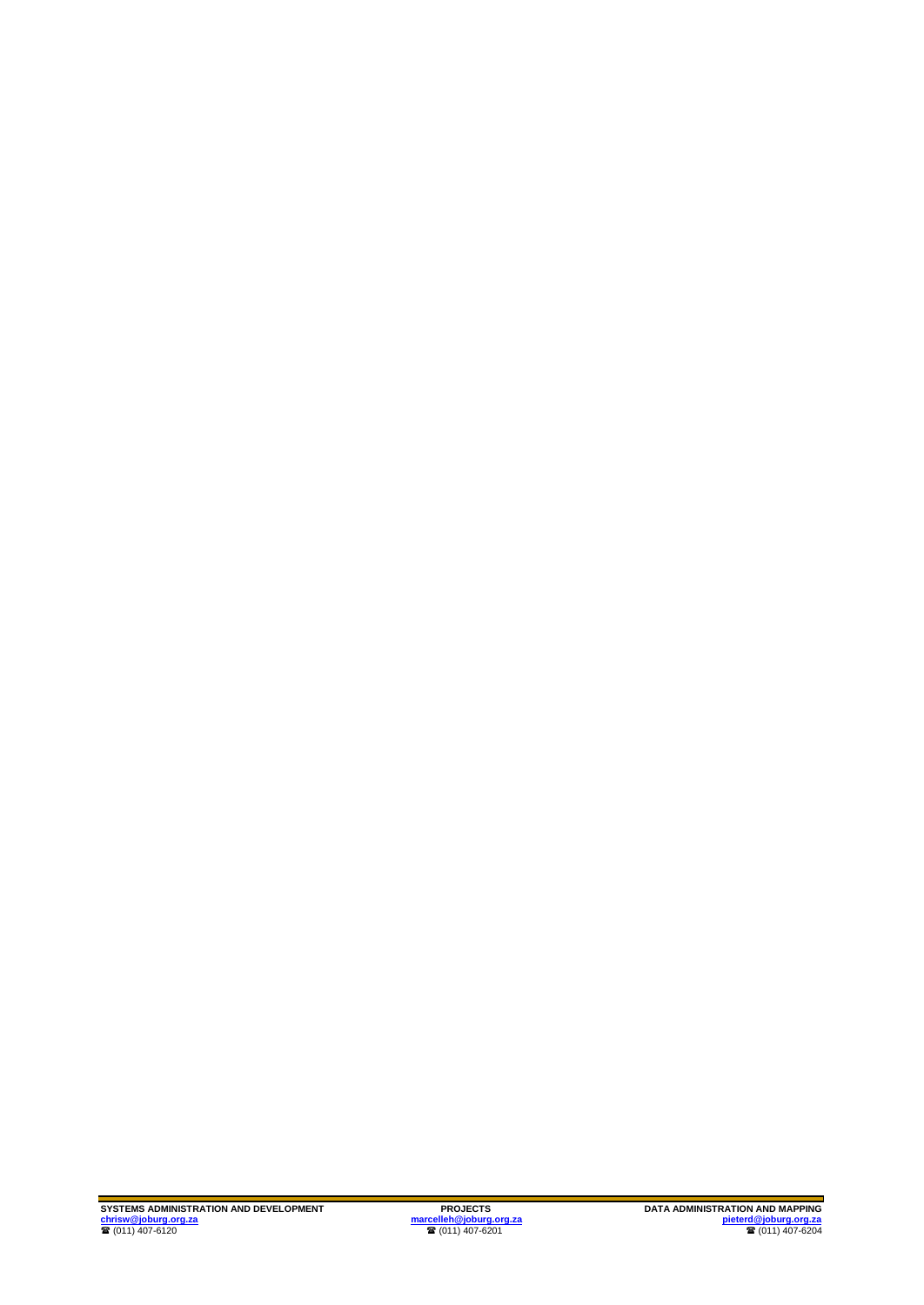**SYSTEMS ADMINISTRATION AND DEVELOPMENT**
chrisw@joburg.org.za
☎ (011) 407-6120

**PROJECTS**
marcelleh@joburg.org.za
☎ (011) 407-6201

**DATA ADMINISTRATION AND MAPPING**
pieterd@joburg.org.za
☎ (011) 407-6204